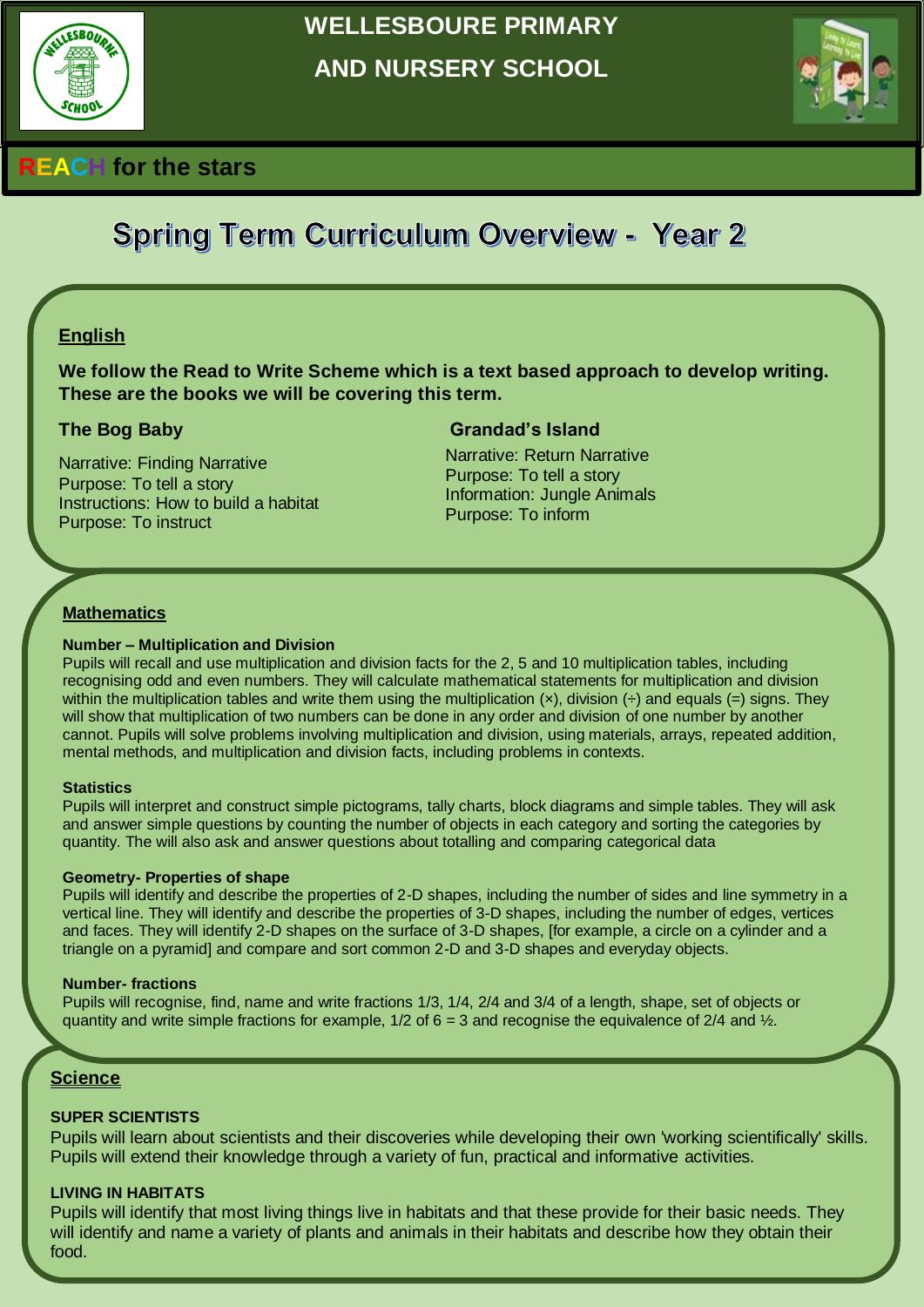# WELLESBOURE PRIMARY AND NURSERY SCHOOL

**REACH for the stars**

# Spring Term Curriculum Overview - Year 2

## English

**We follow the Read to Write Scheme which is a text based approach to develop writing. These are the books we will be covering this term.**

### The Bog Baby

Narrative: Finding Narrative
Purpose: To tell a story
Instructions: How to build a habitat
Purpose: To instruct

### Grandad's Island

Narrative: Return Narrative
Purpose: To tell a story
Information: Jungle Animals
Purpose: To inform

## Mathematics

**Number – Multiplication and Division**
Pupils will recall and use multiplication and division facts for the 2, 5 and 10 multiplication tables, including recognising odd and even numbers. They will calculate mathematical statements for multiplication and division within the multiplication tables and write them using the multiplication (×), division (÷) and equals (=) signs. They will show that multiplication of two numbers can be done in any order and division of one number by another cannot. Pupils will solve problems involving multiplication and division, using materials, arrays, repeated addition, mental methods, and multiplication and division facts, including problems in contexts.

**Statistics**
Pupils will interpret and construct simple pictograms, tally charts, block diagrams and simple tables. They will ask and answer simple questions by counting the number of objects in each category and sorting the categories by quantity. The will also ask and answer questions about totalling and comparing categorical data

**Geometry- Properties of shape**
Pupils will identify and describe the properties of 2-D shapes, including the number of sides and line symmetry in a vertical line. They will identify and describe the properties of 3-D shapes, including the number of edges, vertices and faces. They will identify 2-D shapes on the surface of 3-D shapes, [for example, a circle on a cylinder and a triangle on a pyramid] and compare and sort common 2-D and 3-D shapes and everyday objects.

**Number- fractions**
Pupils will recognise, find, name and write fractions 1/3, 1/4, 2/4 and 3/4 of a length, shape, set of objects or quantity and write simple fractions for example, 1/2 of 6 = 3 and recognise the equivalence of 2/4 and ½.

## Science

**SUPER SCIENTISTS**
Pupils will learn about scientists and their discoveries while developing their own 'working scientifically' skills. Pupils will extend their knowledge through a variety of fun, practical and informative activities.

**LIVING IN HABITATS**
Pupils will identify that most living things live in habitats and that these provide for their basic needs. They will identify and name a variety of plants and animals in their habitats and describe how they obtain their food.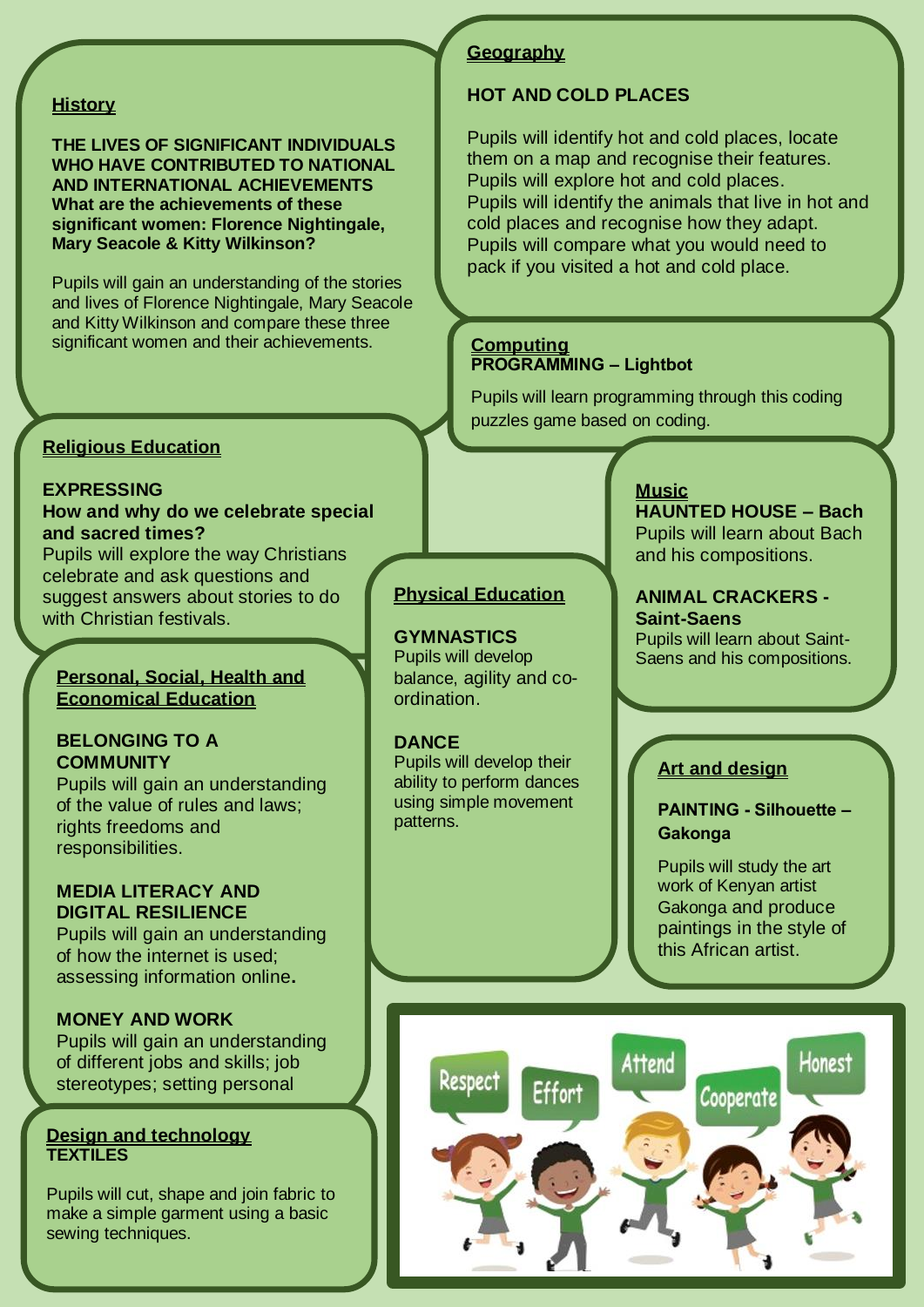## History

**THE LIVES OF SIGNIFICANT INDIVIDUALS WHO HAVE CONTRIBUTED TO NATIONAL AND INTERNATIONAL ACHIEVEMENTS**
**What are the achievements of these significant women: Florence Nightingale, Mary Seacole & Kitty Wilkinson?**

Pupils will gain an understanding of the stories and lives of Florence Nightingale, Mary Seacole and Kitty Wilkinson and compare these three significant women and their achievements.

## Geography

**HOT AND COLD PLACES**

Pupils will identify hot and cold places, locate them on a map and recognise their features. Pupils will explore hot and cold places. Pupils will identify the animals that live in hot and cold places and recognise how they adapt. Pupils will compare what you would need to pack if you visited a hot and cold place.

## Computing

**PROGRAMMING – Lightbot**

Pupils will learn programming through this coding puzzles game based on coding.

## Religious Education

**EXPRESSING**
**How and why do we celebrate special and sacred times?**
Pupils will explore the way Christians celebrate and ask questions and suggest answers about stories to do with Christian festivals.

## Music

**HAUNTED HOUSE – Bach**
Pupils will learn about Bach and his compositions.

**ANIMAL CRACKERS - Saint-Saens**
Pupils will learn about Saint-Saens and his compositions.

## Physical Education

**GYMNASTICS**
Pupils will develop balance, agility and co-ordination.

**DANCE**
Pupils will develop their ability to perform dances using simple movement patterns.

## Personal, Social, Health and Economical Education

**BELONGING TO A COMMUNITY**
Pupils will gain an understanding of the value of rules and laws; rights freedoms and responsibilities.

**MEDIA LITERACY AND DIGITAL RESILIENCE**
Pupils will gain an understanding of how the internet is used; assessing information online**.**

**MONEY AND WORK**
Pupils will gain an understanding of different jobs and skills; job stereotypes; setting personal

## Art and design

**PAINTING - Silhouette – Gakonga**

Pupils will study the art work of Kenyan artist Gakonga and produce paintings in the style of this African artist.

## Design and technology

**TEXTILES**

Pupils will cut, shape and join fabric to make a simple garment using a basic sewing techniques.